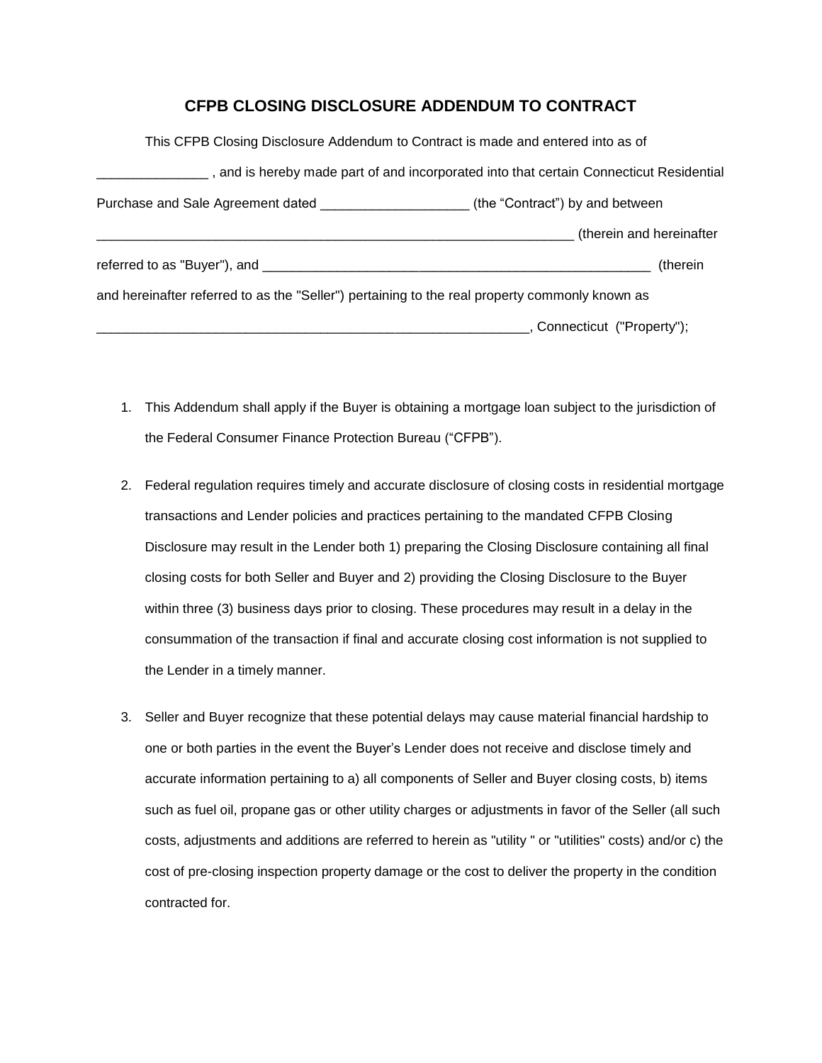# CFPB CLOSING DISCLOSURE ADDENDUM TO CONTRACT

This CFPB Closing Disclosure Addendum to Contract is made and entered into as of _______________ , and is hereby made part of and incorporated into that certain Connecticut Residential Purchase and Sale Agreement dated ____________________ (the "Contract") by and between ____________________________________________________________________ (therein and hereinafter referred to as "Buyer"), and _______________________________________________________ (therein and hereinafter referred to as the "Seller") pertaining to the real property commonly known as _____________________________________________________________, Connecticut ("Property");

1. This Addendum shall apply if the Buyer is obtaining a mortgage loan subject to the jurisdiction of the Federal Consumer Finance Protection Bureau ("CFPB").

2. Federal regulation requires timely and accurate disclosure of closing costs in residential mortgage transactions and Lender policies and practices pertaining to the mandated CFPB Closing Disclosure may result in the Lender both 1) preparing the Closing Disclosure containing all final closing costs for both Seller and Buyer and 2) providing the Closing Disclosure to the Buyer within three (3) business days prior to closing. These procedures may result in a delay in the consummation of the transaction if final and accurate closing cost information is not supplied to the Lender in a timely manner.

3. Seller and Buyer recognize that these potential delays may cause material financial hardship to one or both parties in the event the Buyer's Lender does not receive and disclose timely and accurate information pertaining to a) all components of Seller and Buyer closing costs, b) items such as fuel oil, propane gas or other utility charges or adjustments in favor of the Seller (all such costs, adjustments and additions are referred to herein as "utility " or "utilities" costs) and/or c) the cost of pre-closing inspection property damage or the cost to deliver the property in the condition contracted for.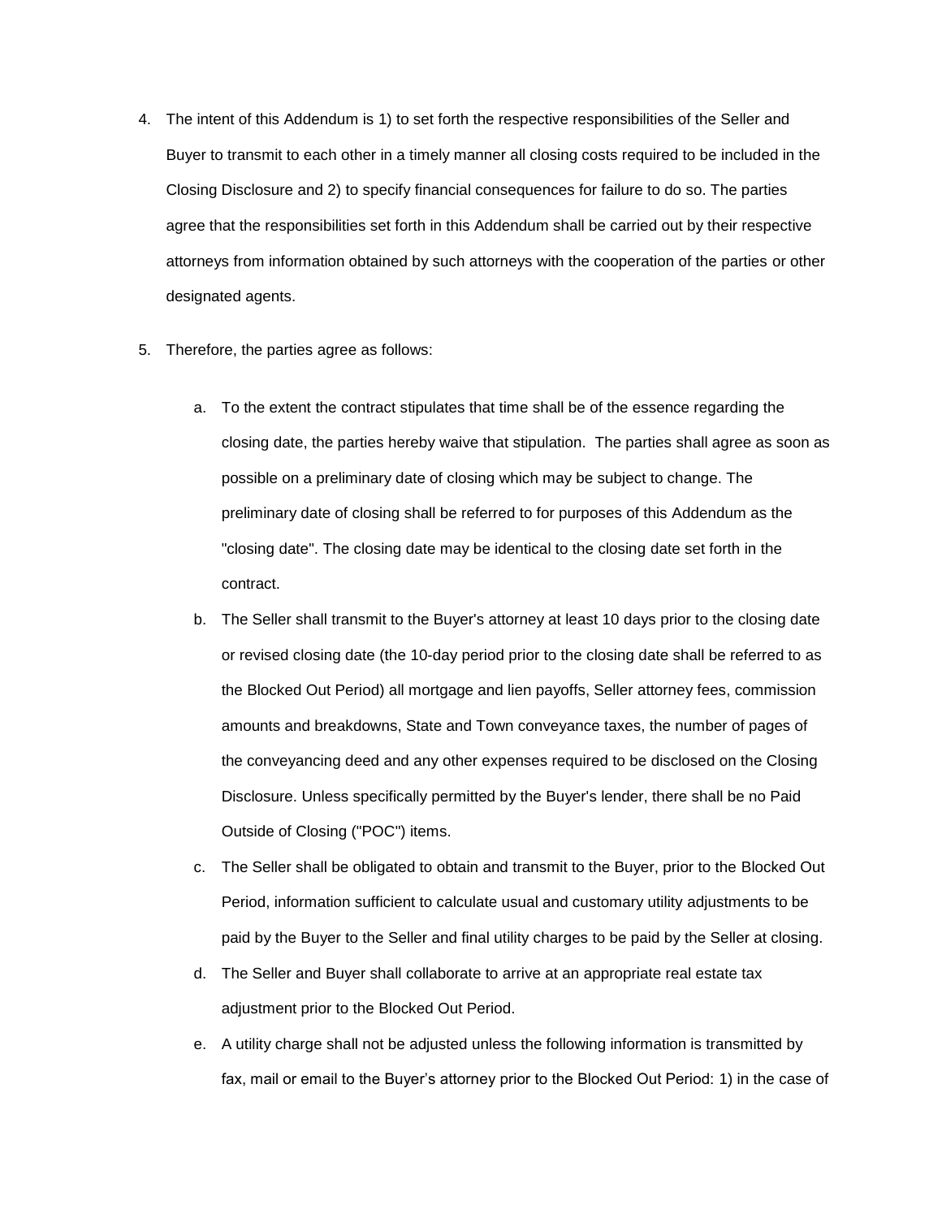4. The intent of this Addendum is 1) to set forth the respective responsibilities of the Seller and Buyer to transmit to each other in a timely manner all closing costs required to be included in the Closing Disclosure and 2) to specify financial consequences for failure to do so. The parties agree that the responsibilities set forth in this Addendum shall be carried out by their respective attorneys from information obtained by such attorneys with the cooperation of the parties or other designated agents.

5. Therefore, the parties agree as follows:

   a. To the extent the contract stipulates that time shall be of the essence regarding the closing date, the parties hereby waive that stipulation. The parties shall agree as soon as possible on a preliminary date of closing which may be subject to change. The preliminary date of closing shall be referred to for purposes of this Addendum as the "closing date". The closing date may be identical to the closing date set forth in the contract.

   b. The Seller shall transmit to the Buyer's attorney at least 10 days prior to the closing date or revised closing date (the 10-day period prior to the closing date shall be referred to as the Blocked Out Period) all mortgage and lien payoffs, Seller attorney fees, commission amounts and breakdowns, State and Town conveyance taxes, the number of pages of the conveyancing deed and any other expenses required to be disclosed on the Closing Disclosure. Unless specifically permitted by the Buyer's lender, there shall be no Paid Outside of Closing ("POC") items.

   c. The Seller shall be obligated to obtain and transmit to the Buyer, prior to the Blocked Out Period, information sufficient to calculate usual and customary utility adjustments to be paid by the Buyer to the Seller and final utility charges to be paid by the Seller at closing.

   d. The Seller and Buyer shall collaborate to arrive at an appropriate real estate tax adjustment prior to the Blocked Out Period.

   e. A utility charge shall not be adjusted unless the following information is transmitted by fax, mail or email to the Buyer's attorney prior to the Blocked Out Period: 1) in the case of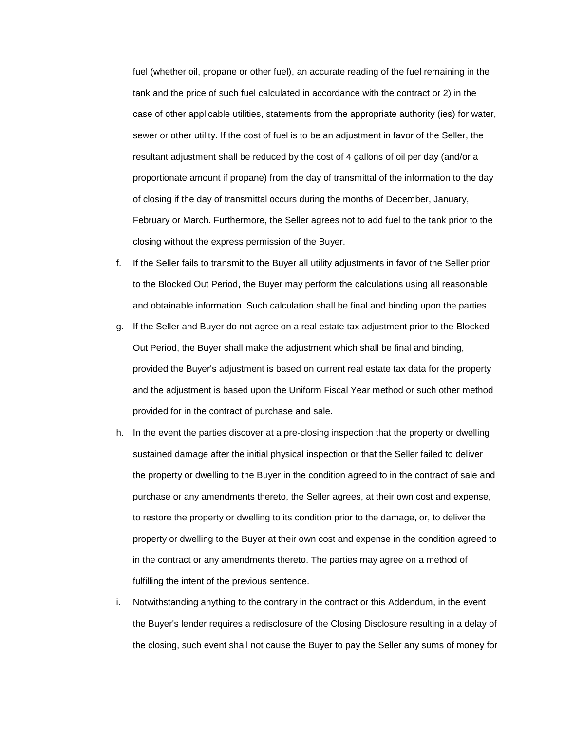fuel (whether oil, propane or other fuel), an accurate reading of the fuel remaining in the tank and the price of such fuel calculated in accordance with the contract or 2) in the case of other applicable utilities, statements from the appropriate authority (ies) for water, sewer or other utility. If the cost of fuel is to be an adjustment in favor of the Seller, the resultant adjustment shall be reduced by the cost of 4 gallons of oil per day (and/or a proportionate amount if propane) from the day of transmittal of the information to the day of closing if the day of transmittal occurs during the months of December, January, February or March. Furthermore, the Seller agrees not to add fuel to the tank prior to the closing without the express permission of the Buyer.

f. If the Seller fails to transmit to the Buyer all utility adjustments in favor of the Seller prior to the Blocked Out Period, the Buyer may perform the calculations using all reasonable and obtainable information. Such calculation shall be final and binding upon the parties.

g. If the Seller and Buyer do not agree on a real estate tax adjustment prior to the Blocked Out Period, the Buyer shall make the adjustment which shall be final and binding, provided the Buyer's adjustment is based on current real estate tax data for the property and the adjustment is based upon the Uniform Fiscal Year method or such other method provided for in the contract of purchase and sale.

h. In the event the parties discover at a pre-closing inspection that the property or dwelling sustained damage after the initial physical inspection or that the Seller failed to deliver the property or dwelling to the Buyer in the condition agreed to in the contract of sale and purchase or any amendments thereto, the Seller agrees, at their own cost and expense, to restore the property or dwelling to its condition prior to the damage, or, to deliver the property or dwelling to the Buyer at their own cost and expense in the condition agreed to in the contract or any amendments thereto. The parties may agree on a method of fulfilling the intent of the previous sentence.

i. Notwithstanding anything to the contrary in the contract or this Addendum, in the event the Buyer's lender requires a redisclosure of the Closing Disclosure resulting in a delay of the closing, such event shall not cause the Buyer to pay the Seller any sums of money for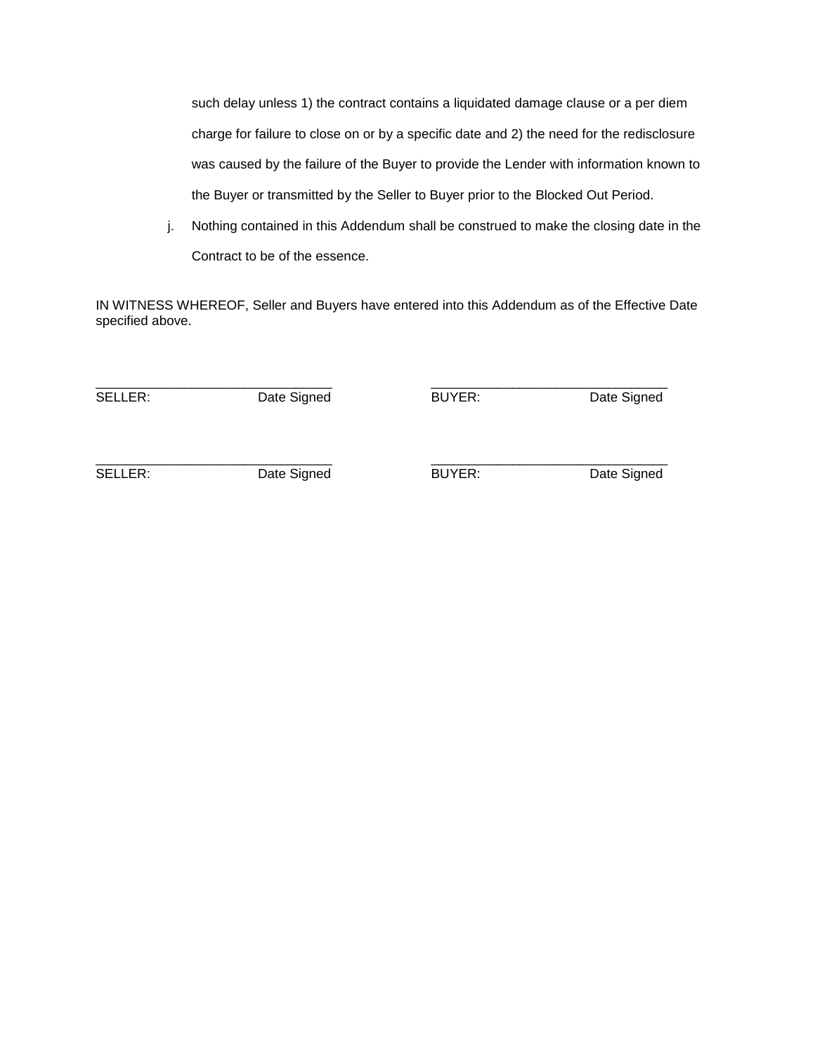such delay unless 1) the contract contains a liquidated damage clause or a per diem charge for failure to close on or by a specific date and 2) the need for the redisclosure was caused by the failure of the Buyer to provide the Lender with information known to the Buyer or transmitted by the Seller to Buyer prior to the Blocked Out Period.

j. Nothing contained in this Addendum shall be construed to make the closing date in the Contract to be of the essence.

IN WITNESS WHEREOF, Seller and Buyers have entered into this Addendum as of the Effective Date specified above.

| | |
|---|---|
| \_\_\_\_\_\_\_\_\_\_\_\_\_\_\_\_\_\_\_\_\_\_\_\_\_\_\_\_\_\_\_\_ | \_\_\_\_\_\_\_\_\_\_\_\_\_\_\_\_\_\_\_\_\_\_\_\_\_\_\_\_\_\_\_\_ |
| SELLER: Date Signed | BUYER: Date Signed |
| \_\_\_\_\_\_\_\_\_\_\_\_\_\_\_\_\_\_\_\_\_\_\_\_\_\_\_\_\_\_\_\_ | \_\_\_\_\_\_\_\_\_\_\_\_\_\_\_\_\_\_\_\_\_\_\_\_\_\_\_\_\_\_\_\_ |
| SELLER: Date Signed | BUYER: Date Signed |